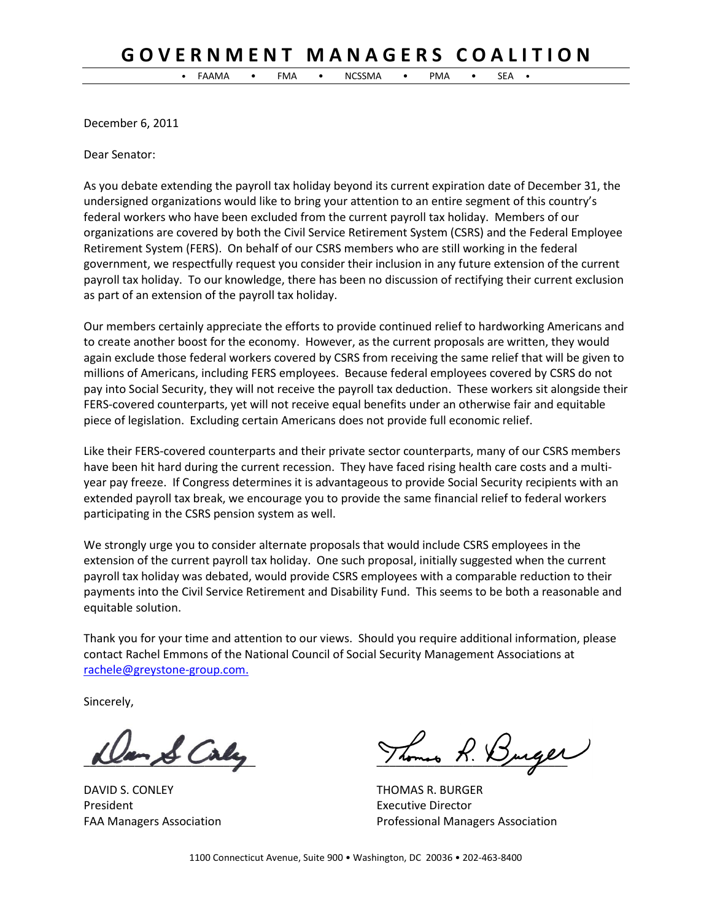# GOVERNMENT MANAGERS COALITION

• FAAMA • FMA • NCSSMA • PMA • SEA •

December 6, 2011

Dear Senator:

As you debate extending the payroll tax holiday beyond its current expiration date of December 31, the undersigned organizations would like to bring your attention to an entire segment of this country's federal workers who have been excluded from the current payroll tax holiday. Members of our organizations are covered by both the Civil Service Retirement System (CSRS) and the Federal Employee Retirement System (FERS). On behalf of our CSRS members who are still working in the federal government, we respectfully request you consider their inclusion in any future extension of the current payroll tax holiday. To our knowledge, there has been no discussion of rectifying their current exclusion as part of an extension of the payroll tax holiday.

Our members certainly appreciate the efforts to provide continued relief to hardworking Americans and to create another boost for the economy. However, as the current proposals are written, they would again exclude those federal workers covered by CSRS from receiving the same relief that will be given to millions of Americans, including FERS employees. Because federal employees covered by CSRS do not pay into Social Security, they will not receive the payroll tax deduction. These workers sit alongside their FERS-covered counterparts, yet will not receive equal benefits under an otherwise fair and equitable piece of legislation. Excluding certain Americans does not provide full economic relief.

Like their FERS-covered counterparts and their private sector counterparts, many of our CSRS members have been hit hard during the current recession. They have faced rising health care costs and a multi-year pay freeze. If Congress determines it is advantageous to provide Social Security recipients with an extended payroll tax break, we encourage you to provide the same financial relief to federal workers participating in the CSRS pension system as well.

We strongly urge you to consider alternate proposals that would include CSRS employees in the extension of the current payroll tax holiday. One such proposal, initially suggested when the current payroll tax holiday was debated, would provide CSRS employees with a comparable reduction to their payments into the Civil Service Retirement and Disability Fund. This seems to be both a reasonable and equitable solution.

Thank you for your time and attention to our views. Should you require additional information, please contact Rachel Emmons of the National Council of Social Security Management Associations at rachele@greystone-group.com.

Sincerely,

DAVID S. CONLEY
President
FAA Managers Association

THOMAS R. BURGER
Executive Director
Professional Managers Association

1100 Connecticut Avenue, Suite 900 • Washington, DC 20036 • 202-463-8400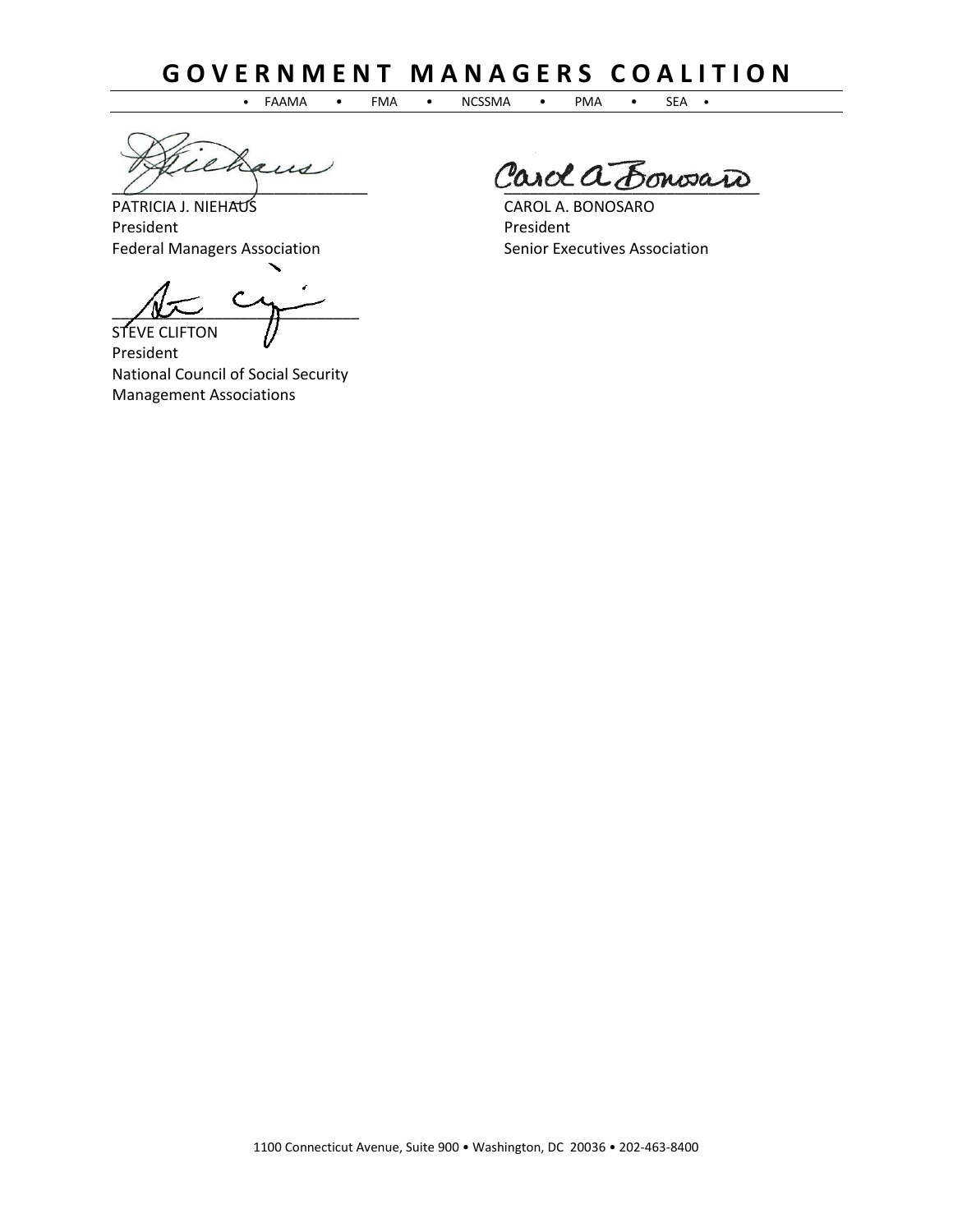# GOVERNMENT MANAGERS COALITION

• FAAMA • FMA • NCSSMA • PMA • SEA •

PATRICIA J. NIEHAUS
President
Federal Managers Association

CAROL A. BONOSARO
President
Senior Executives Association

STEVE CLIFTON
President
National Council of Social Security Management Associations

1100 Connecticut Avenue, Suite 900 • Washington, DC 20036 • 202-463-8400